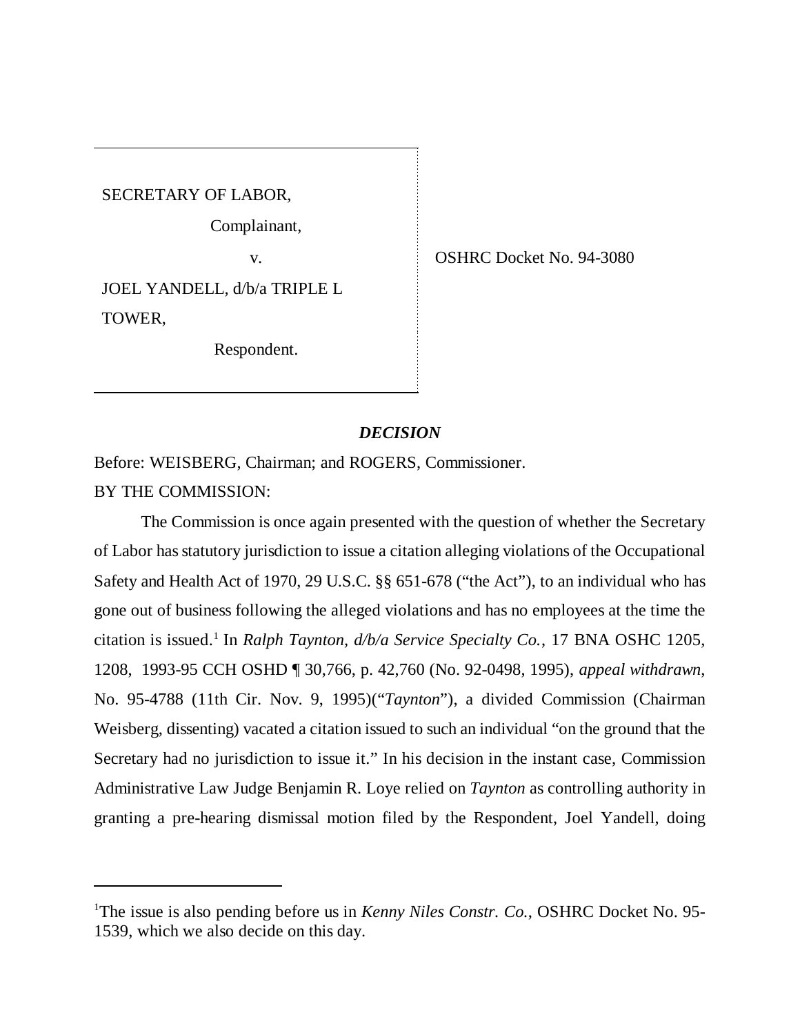SECRETARY OF LABOR,

Complainant,

v.

JOEL YANDELL, d/b/a TRIPLE L TOWER,

Respondent.

OSHRC Docket No. 94-3080

## *DECISION*

Before: WEISBERG, Chairman; and ROGERS, Commissioner.

BY THE COMMISSION:

The Commission is once again presented with the question of whether the Secretary of Labor has statutory jurisdiction to issue a citation alleging violations of the Occupational Safety and Health Act of 1970, 29 U.S.C. §§ 651-678 ("the Act"), to an individual who has gone out of business following the alleged violations and has no employees at the time the citation is issued.[1] In *Ralph Taynton, d/b/a Service Specialty Co.*, 17 BNA OSHC 1205, 1208, 1993-95 CCH OSHD ¶ 30,766, p. 42,760 (No. 92-0498, 1995), *appeal withdrawn*, No. 95-4788 (11th Cir. Nov. 9, 1995)("*Taynton*"), a divided Commission (Chairman Weisberg, dissenting) vacated a citation issued to such an individual "on the ground that the Secretary had no jurisdiction to issue it." In his decision in the instant case, Commission Administrative Law Judge Benjamin R. Loye relied on *Taynton* as controlling authority in granting a pre-hearing dismissal motion filed by the Respondent, Joel Yandell, doing

[1] The issue is also pending before us in *Kenny Niles Constr. Co.*, OSHRC Docket No. 95-1539, which we also decide on this day.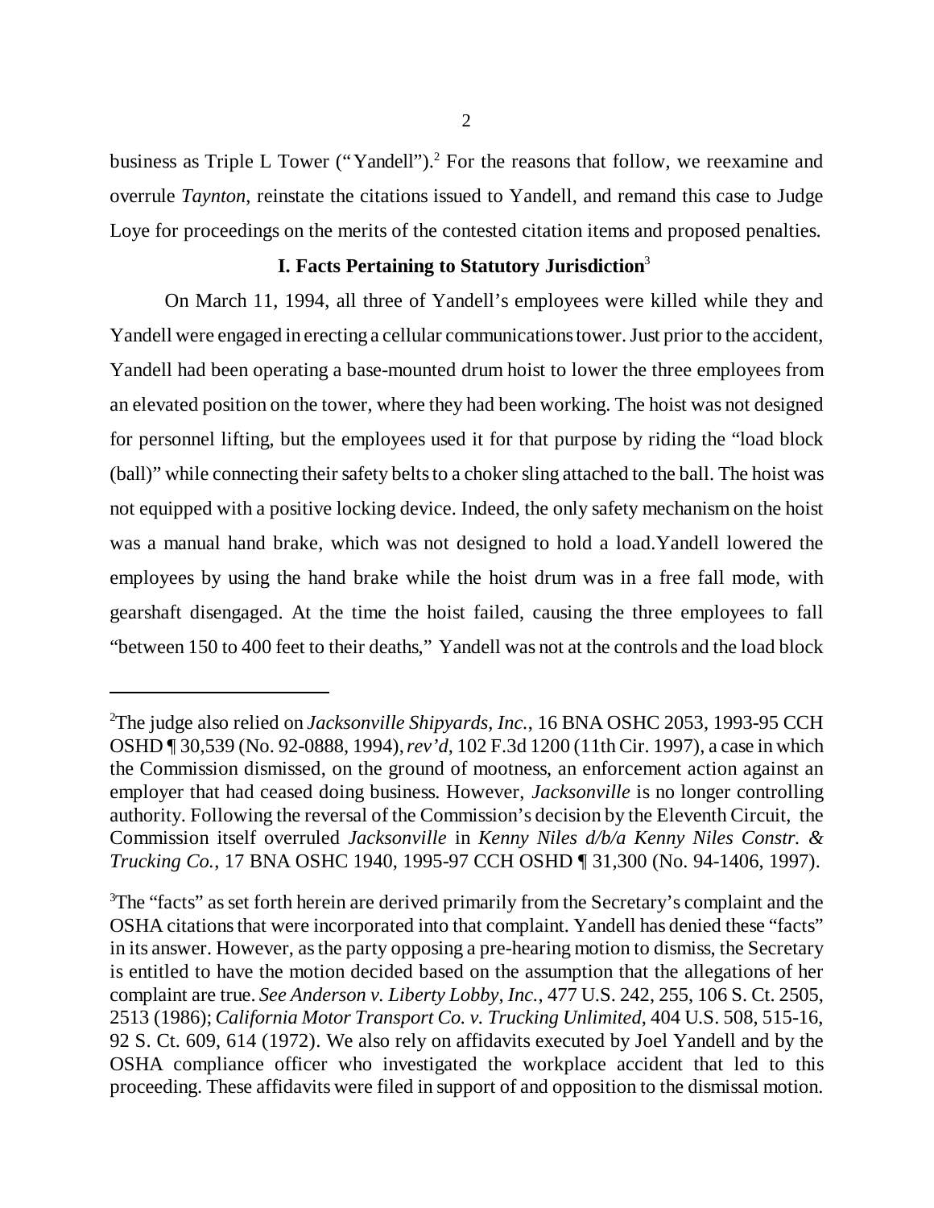business as Triple L Tower ("Yandell").[2] For the reasons that follow, we reexamine and overrule *Taynton*, reinstate the citations issued to Yandell, and remand this case to Judge Loye for proceedings on the merits of the contested citation items and proposed penalties.

### I. Facts Pertaining to Statutory Jurisdiction[3]

On March 11, 1994, all three of Yandell's employees were killed while they and Yandell were engaged in erecting a cellular communications tower. Just prior to the accident, Yandell had been operating a base-mounted drum hoist to lower the three employees from an elevated position on the tower, where they had been working. The hoist was not designed for personnel lifting, but the employees used it for that purpose by riding the "load block (ball)" while connecting their safety belts to a choker sling attached to the ball. The hoist was not equipped with a positive locking device. Indeed, the only safety mechanism on the hoist was a manual hand brake, which was not designed to hold a load.Yandell lowered the employees by using the hand brake while the hoist drum was in a free fall mode, with gearshaft disengaged. At the time the hoist failed, causing the three employees to fall "between 150 to 400 feet to their deaths," Yandell was not at the controls and the load block

---

[2]The judge also relied on *Jacksonville Shipyards, Inc.*, 16 BNA OSHC 2053, 1993-95 CCH OSHD ¶ 30,539 (No. 92-0888, 1994), *rev'd*, 102 F.3d 1200 (11th Cir. 1997), a case in which the Commission dismissed, on the ground of mootness, an enforcement action against an employer that had ceased doing business. However, *Jacksonville* is no longer controlling authority. Following the reversal of the Commission's decision by the Eleventh Circuit, the Commission itself overruled *Jacksonville* in *Kenny Niles d/b/a Kenny Niles Constr. & Trucking Co.*, 17 BNA OSHC 1940, 1995-97 CCH OSHD ¶ 31,300 (No. 94-1406, 1997).

[3]The "facts" as set forth herein are derived primarily from the Secretary's complaint and the OSHA citations that were incorporated into that complaint. Yandell has denied these "facts" in its answer. However, as the party opposing a pre-hearing motion to dismiss, the Secretary is entitled to have the motion decided based on the assumption that the allegations of her complaint are true. *See Anderson v. Liberty Lobby, Inc.,* 477 U.S. 242, 255, 106 S. Ct. 2505, 2513 (1986); *California Motor Transport Co. v. Trucking Unlimited*, 404 U.S. 508, 515-16, 92 S. Ct. 609, 614 (1972). We also rely on affidavits executed by Joel Yandell and by the OSHA compliance officer who investigated the workplace accident that led to this proceeding. These affidavits were filed in support of and opposition to the dismissal motion.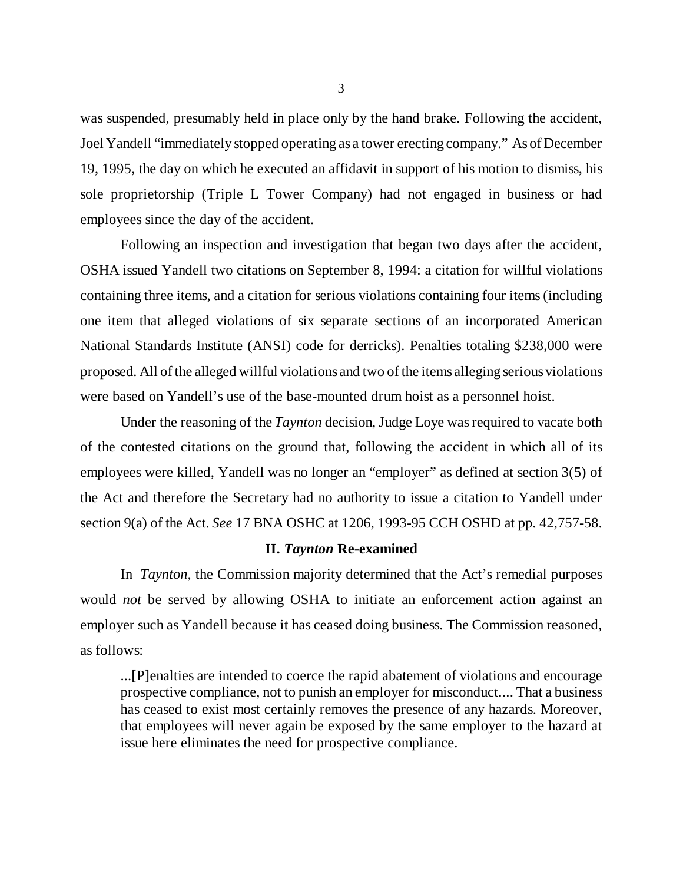was suspended, presumably held in place only by the hand brake. Following the accident, Joel Yandell "immediately stopped operating as a tower erecting company." As of December 19, 1995, the day on which he executed an affidavit in support of his motion to dismiss, his sole proprietorship (Triple L Tower Company) had not engaged in business or had employees since the day of the accident.

Following an inspection and investigation that began two days after the accident, OSHA issued Yandell two citations on September 8, 1994: a citation for willful violations containing three items, and a citation for serious violations containing four items (including one item that alleged violations of six separate sections of an incorporated American National Standards Institute (ANSI) code for derricks). Penalties totaling $238,000 were proposed. All of the alleged willful violations and two of the items alleging serious violations were based on Yandell's use of the base-mounted drum hoist as a personnel hoist.

Under the reasoning of the *Taynton* decision, Judge Loye was required to vacate both of the contested citations on the ground that, following the accident in which all of its employees were killed, Yandell was no longer an "employer" as defined at section 3(5) of the Act and therefore the Secretary had no authority to issue a citation to Yandell under section 9(a) of the Act. *See* 17 BNA OSHC at 1206, 1993-95 CCH OSHD at pp. 42,757-58.

## II. *Taynton* Re-examined

In *Taynton*, the Commission majority determined that the Act's remedial purposes would *not* be served by allowing OSHA to initiate an enforcement action against an employer such as Yandell because it has ceased doing business. The Commission reasoned, as follows:

> ...[P]enalties are intended to coerce the rapid abatement of violations and encourage prospective compliance, not to punish an employer for misconduct.... That a business has ceased to exist most certainly removes the presence of any hazards. Moreover, that employees will never again be exposed by the same employer to the hazard at issue here eliminates the need for prospective compliance.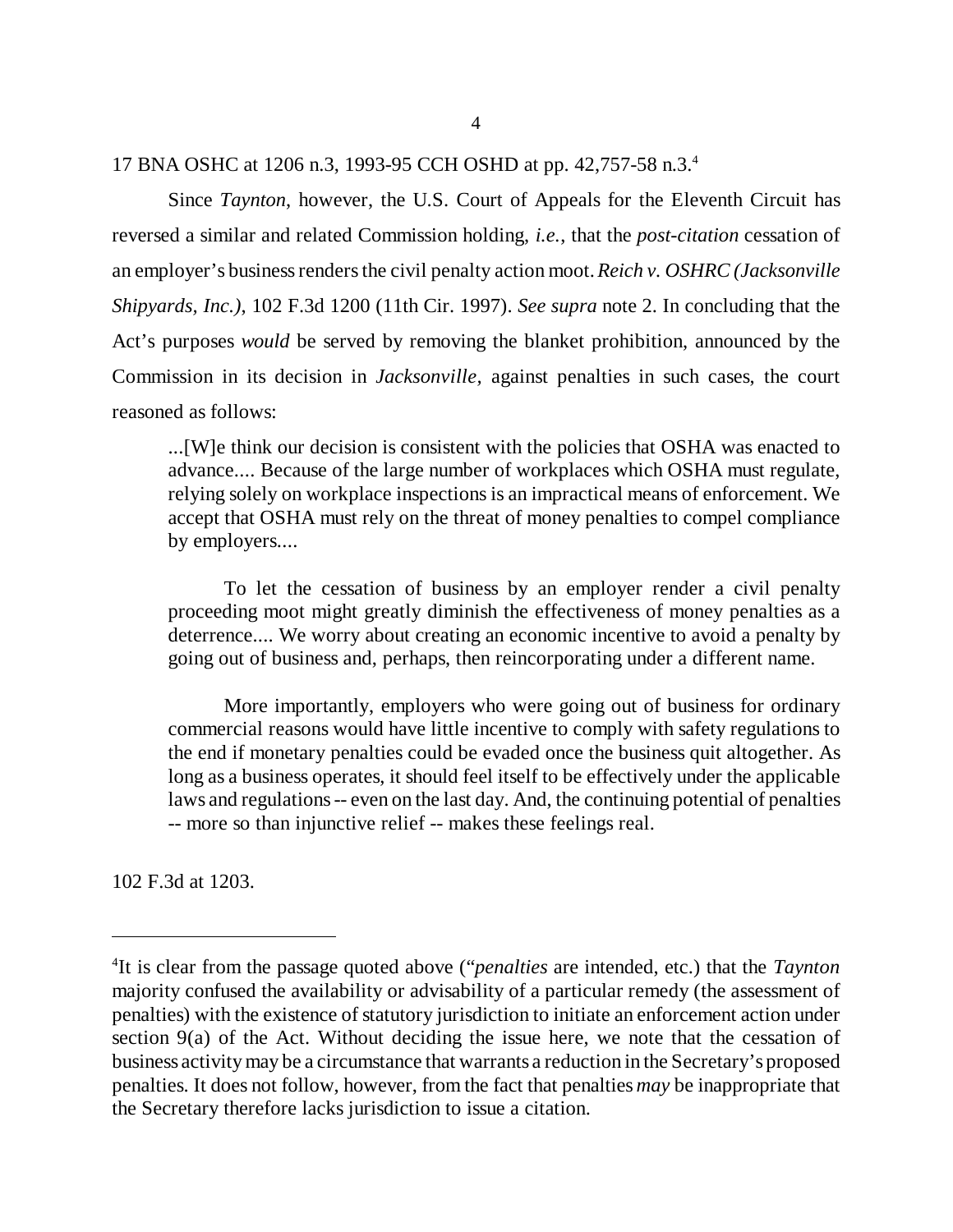17 BNA OSHC at 1206 n.3, 1993-95 CCH OSHD at pp. 42,757-58 n.3.[4]

Since *Taynton*, however, the U.S. Court of Appeals for the Eleventh Circuit has reversed a similar and related Commission holding, *i.e.*, that the *post-citation* cessation of an employer's business renders the civil penalty action moot. *Reich v. OSHRC (Jacksonville Shipyards, Inc.)*, 102 F.3d 1200 (11th Cir. 1997). *See supra* note 2. In concluding that the Act's purposes *would* be served by removing the blanket prohibition, announced by the Commission in its decision in *Jacksonville,* against penalties in such cases, the court reasoned as follows:

> ...[W]e think our decision is consistent with the policies that OSHA was enacted to advance.... Because of the large number of workplaces which OSHA must regulate, relying solely on workplace inspections is an impractical means of enforcement. We accept that OSHA must rely on the threat of money penalties to compel compliance by employers....
>
> To let the cessation of business by an employer render a civil penalty proceeding moot might greatly diminish the effectiveness of money penalties as a deterrence.... We worry about creating an economic incentive to avoid a penalty by going out of business and, perhaps, then reincorporating under a different name.
>
> More importantly, employers who were going out of business for ordinary commercial reasons would have little incentive to comply with safety regulations to the end if monetary penalties could be evaded once the business quit altogether. As long as a business operates, it should feel itself to be effectively under the applicable laws and regulations -- even on the last day. And, the continuing potential of penalties -- more so than injunctive relief -- makes these feelings real.

102 F.3d at 1203.

---

[4]It is clear from the passage quoted above ("*penalties* are intended, etc.) that the *Taynton* majority confused the availability or advisability of a particular remedy (the assessment of penalties) with the existence of statutory jurisdiction to initiate an enforcement action under section 9(a) of the Act. Without deciding the issue here, we note that the cessation of business activity may be a circumstance that warrants a reduction in the Secretary's proposed penalties. It does not follow, however, from the fact that penalties *may* be inappropriate that the Secretary therefore lacks jurisdiction to issue a citation.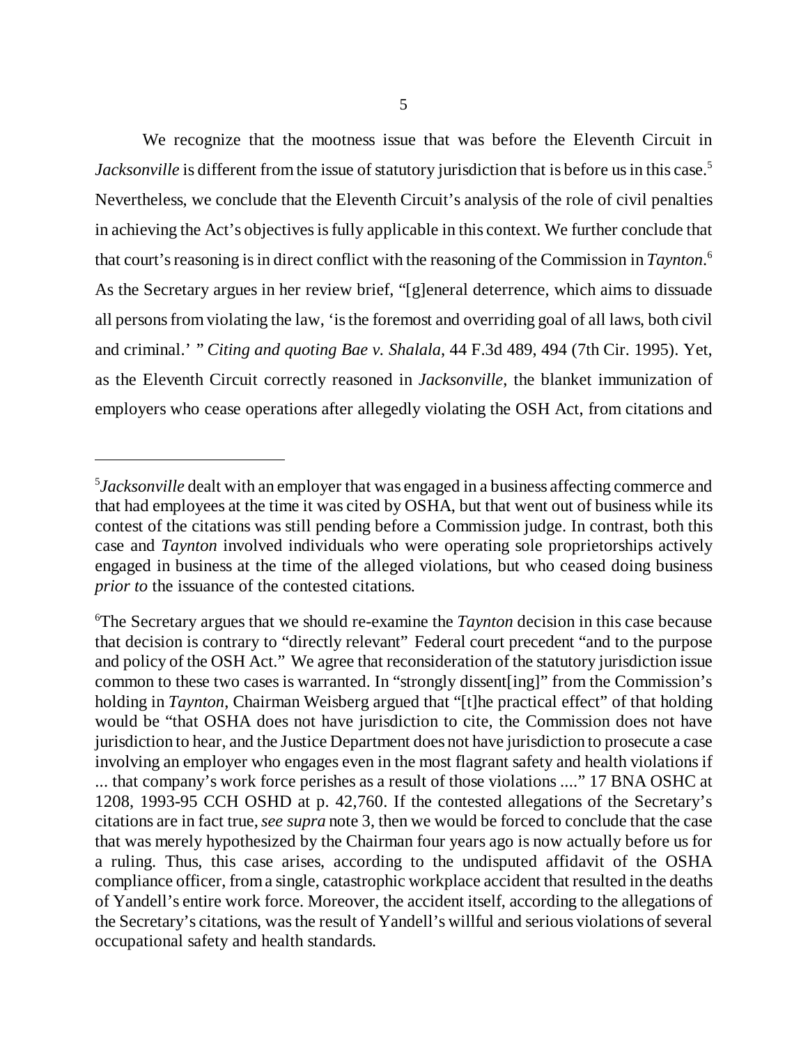We recognize that the mootness issue that was before the Eleventh Circuit in *Jacksonville* is different from the issue of statutory jurisdiction that is before us in this case.[5] Nevertheless, we conclude that the Eleventh Circuit's analysis of the role of civil penalties in achieving the Act's objectives is fully applicable in this context. We further conclude that that court's reasoning is in direct conflict with the reasoning of the Commission in *Taynton*.[6] As the Secretary argues in her review brief, "[g]eneral deterrence, which aims to dissuade all persons from violating the law, 'is the foremost and overriding goal of all laws, both civil and criminal.' " *Citing and quoting Bae v. Shalala*, 44 F.3d 489, 494 (7th Cir. 1995). Yet, as the Eleventh Circuit correctly reasoned in *Jacksonville*, the blanket immunization of employers who cease operations after allegedly violating the OSH Act, from citations and

---

[5] *Jacksonville* dealt with an employer that was engaged in a business affecting commerce and that had employees at the time it was cited by OSHA, but that went out of business while its contest of the citations was still pending before a Commission judge. In contrast, both this case and *Taynton* involved individuals who were operating sole proprietorships actively engaged in business at the time of the alleged violations, but who ceased doing business *prior to* the issuance of the contested citations.

[6] The Secretary argues that we should re-examine the *Taynton* decision in this case because that decision is contrary to "directly relevant" Federal court precedent "and to the purpose and policy of the OSH Act." We agree that reconsideration of the statutory jurisdiction issue common to these two cases is warranted. In "strongly dissent[ing]" from the Commission's holding in *Taynton*, Chairman Weisberg argued that "[t]he practical effect" of that holding would be "that OSHA does not have jurisdiction to cite, the Commission does not have jurisdiction to hear, and the Justice Department does not have jurisdiction to prosecute a case involving an employer who engages even in the most flagrant safety and health violations if ... that company's work force perishes as a result of those violations ...." 17 BNA OSHC at 1208, 1993-95 CCH OSHD at p. 42,760. If the contested allegations of the Secretary's citations are in fact true, *see supra* note 3, then we would be forced to conclude that the case that was merely hypothesized by the Chairman four years ago is now actually before us for a ruling. Thus, this case arises, according to the undisputed affidavit of the OSHA compliance officer, from a single, catastrophic workplace accident that resulted in the deaths of Yandell's entire work force. Moreover, the accident itself, according to the allegations of the Secretary's citations, was the result of Yandell's willful and serious violations of several occupational safety and health standards.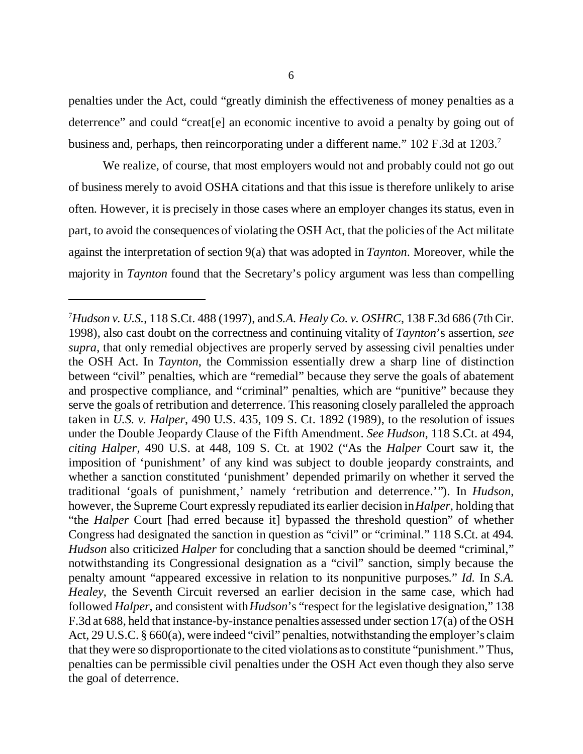penalties under the Act, could "greatly diminish the effectiveness of money penalties as a deterrence" and could "creat[e] an economic incentive to avoid a penalty by going out of business and, perhaps, then reincorporating under a different name." 102 F.3d at 1203.[7]

We realize, of course, that most employers would not and probably could not go out of business merely to avoid OSHA citations and that this issue is therefore unlikely to arise often. However, it is precisely in those cases where an employer changes its status, even in part, to avoid the consequences of violating the OSH Act, that the policies of the Act militate against the interpretation of section 9(a) that was adopted in *Taynton*. Moreover, while the majority in *Taynton* found that the Secretary's policy argument was less than compelling

---

[7] *Hudson v. U.S.*, 118 S.Ct. 488 (1997), and *S.A. Healy Co. v. OSHRC*, 138 F.3d 686 (7th Cir. 1998), also cast doubt on the correctness and continuing vitality of *Taynton*'s assertion, *see supra*, that only remedial objectives are properly served by assessing civil penalties under the OSH Act. In *Taynton*, the Commission essentially drew a sharp line of distinction between "civil" penalties, which are "remedial" because they serve the goals of abatement and prospective compliance, and "criminal" penalties, which are "punitive" because they serve the goals of retribution and deterrence. This reasoning closely paralleled the approach taken in *U.S. v. Halper*, 490 U.S. 435, 109 S. Ct. 1892 (1989), to the resolution of issues under the Double Jeopardy Clause of the Fifth Amendment. *See Hudson*, 118 S.Ct. at 494, *citing Halper*, 490 U.S. at 448, 109 S. Ct. at 1902 ("As the *Halper* Court saw it, the imposition of 'punishment' of any kind was subject to double jeopardy constraints, and whether a sanction constituted 'punishment' depended primarily on whether it served the traditional 'goals of punishment,' namely 'retribution and deterrence.'"). In *Hudson*, however, the Supreme Court expressly repudiated its earlier decision in *Halper*, holding that "the *Halper* Court [had erred because it] bypassed the threshold question" of whether Congress had designated the sanction in question as "civil" or "criminal." 118 S.Ct. at 494. *Hudson* also criticized *Halper* for concluding that a sanction should be deemed "criminal," notwithstanding its Congressional designation as a "civil" sanction, simply because the penalty amount "appeared excessive in relation to its nonpunitive purposes." *Id.* In *S.A. Healey*, the Seventh Circuit reversed an earlier decision in the same case, which had followed *Halper*, and consistent with *Hudson*'s "respect for the legislative designation," 138 F.3d at 688, held that instance-by-instance penalties assessed under section 17(a) of the OSH Act, 29 U.S.C. § 660(a), were indeed "civil" penalties, notwithstanding the employer's claim that they were so disproportionate to the cited violations as to constitute "punishment." Thus, penalties can be permissible civil penalties under the OSH Act even though they also serve the goal of deterrence.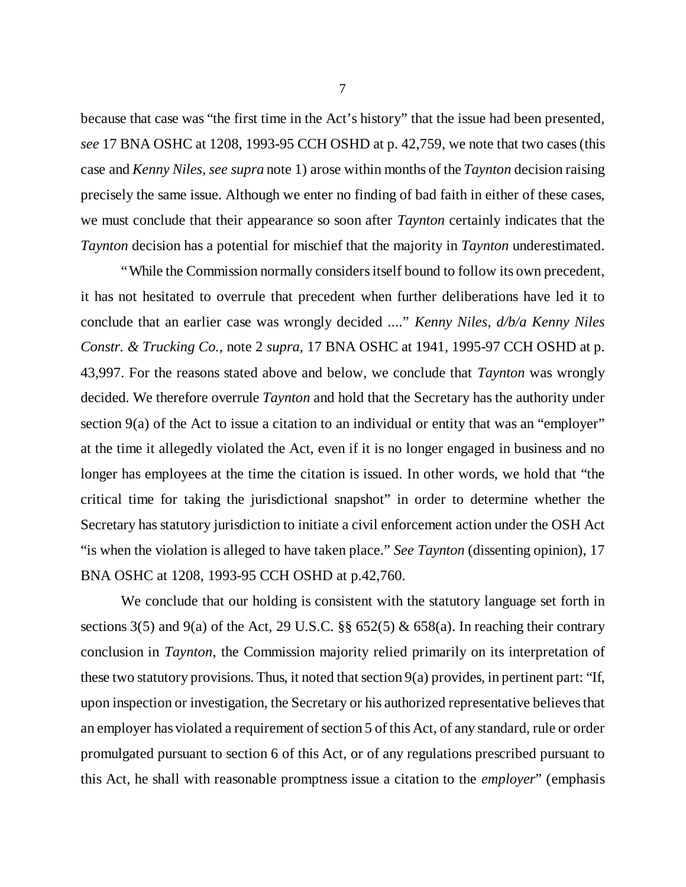because that case was "the first time in the Act's history" that the issue had been presented, *see* 17 BNA OSHC at 1208, 1993-95 CCH OSHD at p. 42,759, we note that two cases (this case and *Kenny Niles, see supra* note 1) arose within months of the *Taynton* decision raising precisely the same issue. Although we enter no finding of bad faith in either of these cases, we must conclude that their appearance so soon after *Taynton* certainly indicates that the *Taynton* decision has a potential for mischief that the majority in *Taynton* underestimated.

"While the Commission normally considers itself bound to follow its own precedent, it has not hesitated to overrule that precedent when further deliberations have led it to conclude that an earlier case was wrongly decided ...." *Kenny Niles, d/b/a Kenny Niles Constr. & Trucking Co.*, note 2 *supra*, 17 BNA OSHC at 1941, 1995-97 CCH OSHD at p. 43,997. For the reasons stated above and below, we conclude that *Taynton* was wrongly decided. We therefore overrule *Taynton* and hold that the Secretary has the authority under section 9(a) of the Act to issue a citation to an individual or entity that was an "employer" at the time it allegedly violated the Act, even if it is no longer engaged in business and no longer has employees at the time the citation is issued. In other words, we hold that "the critical time for taking the jurisdictional snapshot" in order to determine whether the Secretary has statutory jurisdiction to initiate a civil enforcement action under the OSH Act "is when the violation is alleged to have taken place." *See Taynton* (dissenting opinion), 17 BNA OSHC at 1208, 1993-95 CCH OSHD at p.42,760.

We conclude that our holding is consistent with the statutory language set forth in sections 3(5) and 9(a) of the Act, 29 U.S.C. §§ 652(5) & 658(a). In reaching their contrary conclusion in *Taynton*, the Commission majority relied primarily on its interpretation of these two statutory provisions. Thus, it noted that section 9(a) provides, in pertinent part: "If, upon inspection or investigation, the Secretary or his authorized representative believes that an employer has violated a requirement of section 5 of this Act, of any standard, rule or order promulgated pursuant to section 6 of this Act, or of any regulations prescribed pursuant to this Act, he shall with reasonable promptness issue a citation to the *employer*" (emphasis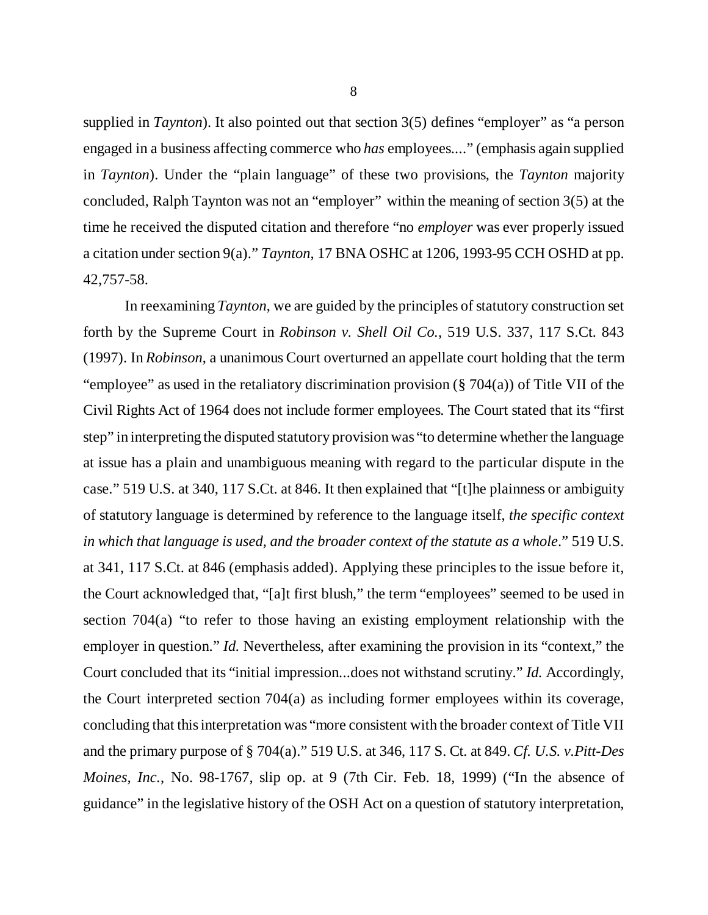supplied in *Taynton*). It also pointed out that section 3(5) defines "employer" as "a person engaged in a business affecting commerce who *has* employees...." (emphasis again supplied in *Taynton*). Under the "plain language" of these two provisions, the *Taynton* majority concluded, Ralph Taynton was not an "employer" within the meaning of section 3(5) at the time he received the disputed citation and therefore "no *employer* was ever properly issued a citation under section 9(a)." *Taynton*, 17 BNA OSHC at 1206, 1993-95 CCH OSHD at pp. 42,757-58.

In reexamining *Taynton*, we are guided by the principles of statutory construction set forth by the Supreme Court in *Robinson v. Shell Oil Co.*, 519 U.S. 337, 117 S.Ct. 843 (1997). In *Robinson*, a unanimous Court overturned an appellate court holding that the term "employee" as used in the retaliatory discrimination provision (§ 704(a)) of Title VII of the Civil Rights Act of 1964 does not include former employees. The Court stated that its "first step" in interpreting the disputed statutory provision was "to determine whether the language at issue has a plain and unambiguous meaning with regard to the particular dispute in the case." 519 U.S. at 340, 117 S.Ct. at 846. It then explained that "[t]he plainness or ambiguity of statutory language is determined by reference to the language itself, *the specific context in which that language is used, and the broader context of the statute as a whole*." 519 U.S. at 341, 117 S.Ct. at 846 (emphasis added). Applying these principles to the issue before it, the Court acknowledged that, "[a]t first blush," the term "employees" seemed to be used in section 704(a) "to refer to those having an existing employment relationship with the employer in question." *Id.* Nevertheless, after examining the provision in its "context," the Court concluded that its "initial impression...does not withstand scrutiny." *Id.* Accordingly, the Court interpreted section 704(a) as including former employees within its coverage, concluding that this interpretation was "more consistent with the broader context of Title VII and the primary purpose of § 704(a)." 519 U.S. at 346, 117 S. Ct. at 849. *Cf. U.S. v.Pitt-Des Moines, Inc.*, No. 98-1767, slip op. at 9 (7th Cir. Feb. 18, 1999) ("In the absence of guidance" in the legislative history of the OSH Act on a question of statutory interpretation,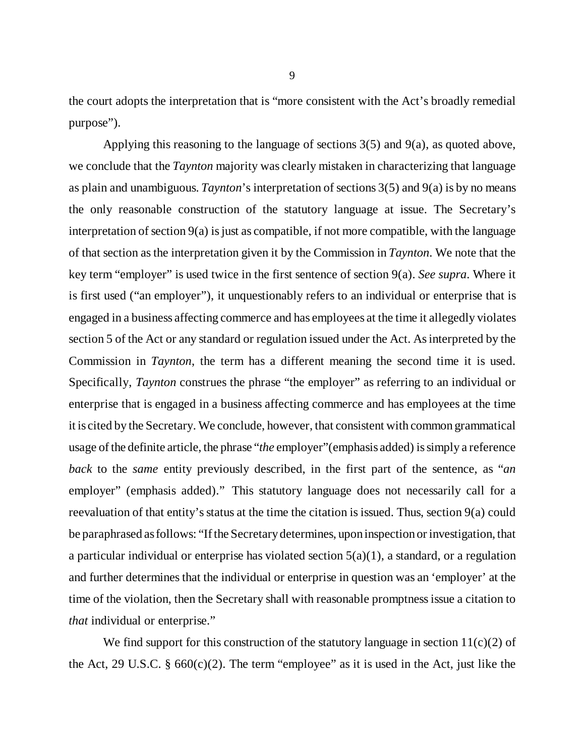the court adopts the interpretation that is "more consistent with the Act's broadly remedial purpose").

Applying this reasoning to the language of sections 3(5) and 9(a), as quoted above, we conclude that the *Taynton* majority was clearly mistaken in characterizing that language as plain and unambiguous. *Taynton*'s interpretation of sections 3(5) and 9(a) is by no means the only reasonable construction of the statutory language at issue. The Secretary's interpretation of section 9(a) is just as compatible, if not more compatible, with the language of that section as the interpretation given it by the Commission in *Taynton*. We note that the key term "employer" is used twice in the first sentence of section 9(a). *See supra*. Where it is first used ("an employer"), it unquestionably refers to an individual or enterprise that is engaged in a business affecting commerce and has employees at the time it allegedly violates section 5 of the Act or any standard or regulation issued under the Act. As interpreted by the Commission in *Taynton*, the term has a different meaning the second time it is used. Specifically, *Taynton* construes the phrase "the employer" as referring to an individual or enterprise that is engaged in a business affecting commerce and has employees at the time it is cited by the Secretary. We conclude, however, that consistent with common grammatical usage of the definite article, the phrase "*the* employer"(emphasis added) is simply a reference *back* to the *same* entity previously described, in the first part of the sentence, as "*an* employer" (emphasis added)." This statutory language does not necessarily call for a reevaluation of that entity's status at the time the citation is issued. Thus, section 9(a) could be paraphrased as follows: "If the Secretary determines, upon inspection or investigation, that a particular individual or enterprise has violated section 5(a)(1), a standard, or a regulation and further determines that the individual or enterprise in question was an 'employer' at the time of the violation, then the Secretary shall with reasonable promptness issue a citation to *that* individual or enterprise."

We find support for this construction of the statutory language in section 11(c)(2) of the Act, 29 U.S.C. § 660(c)(2). The term "employee" as it is used in the Act, just like the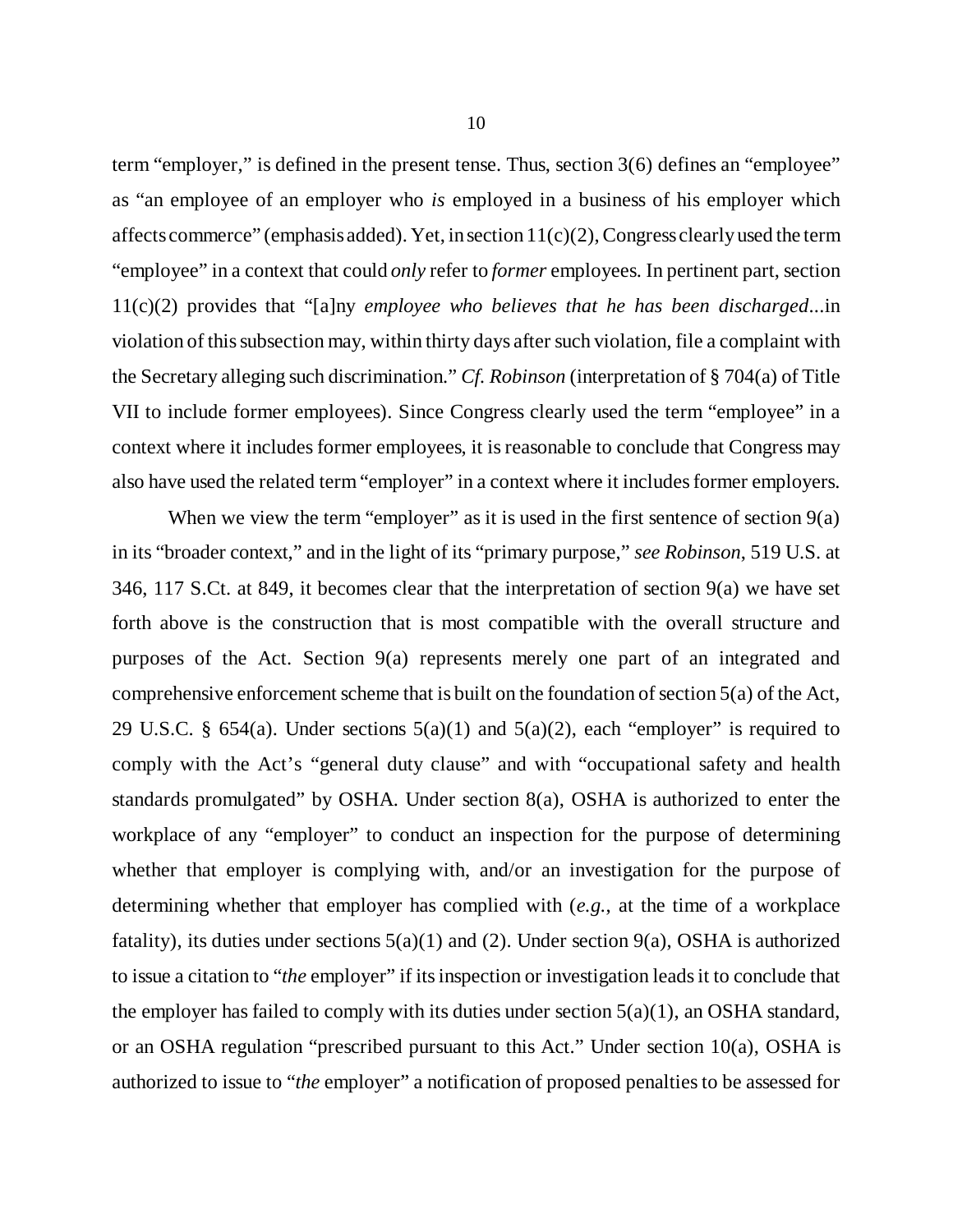term "employer," is defined in the present tense. Thus, section 3(6) defines an "employee" as "an employee of an employer who *is* employed in a business of his employer which affects commerce" (emphasis added). Yet, in section 11(c)(2), Congress clearly used the term "employee" in a context that could *only* refer to *former* employees. In pertinent part, section 11(c)(2) provides that "[a]ny *employee who believes that he has been discharged*...in violation of this subsection may, within thirty days after such violation, file a complaint with the Secretary alleging such discrimination." *Cf. Robinson* (interpretation of § 704(a) of Title VII to include former employees). Since Congress clearly used the term "employee" in a context where it includes former employees, it is reasonable to conclude that Congress may also have used the related term "employer" in a context where it includes former employers.

When we view the term "employer" as it is used in the first sentence of section 9(a) in its "broader context," and in the light of its "primary purpose," *see Robinson*, 519 U.S. at 346, 117 S.Ct. at 849, it becomes clear that the interpretation of section 9(a) we have set forth above is the construction that is most compatible with the overall structure and purposes of the Act. Section 9(a) represents merely one part of an integrated and comprehensive enforcement scheme that is built on the foundation of section 5(a) of the Act, 29 U.S.C. § 654(a). Under sections 5(a)(1) and 5(a)(2), each "employer" is required to comply with the Act's "general duty clause" and with "occupational safety and health standards promulgated" by OSHA. Under section 8(a), OSHA is authorized to enter the workplace of any "employer" to conduct an inspection for the purpose of determining whether that employer is complying with, and/or an investigation for the purpose of determining whether that employer has complied with (*e.g.*, at the time of a workplace fatality), its duties under sections 5(a)(1) and (2). Under section 9(a), OSHA is authorized to issue a citation to "*the* employer" if its inspection or investigation leads it to conclude that the employer has failed to comply with its duties under section 5(a)(1), an OSHA standard, or an OSHA regulation "prescribed pursuant to this Act." Under section 10(a), OSHA is authorized to issue to "*the* employer" a notification of proposed penalties to be assessed for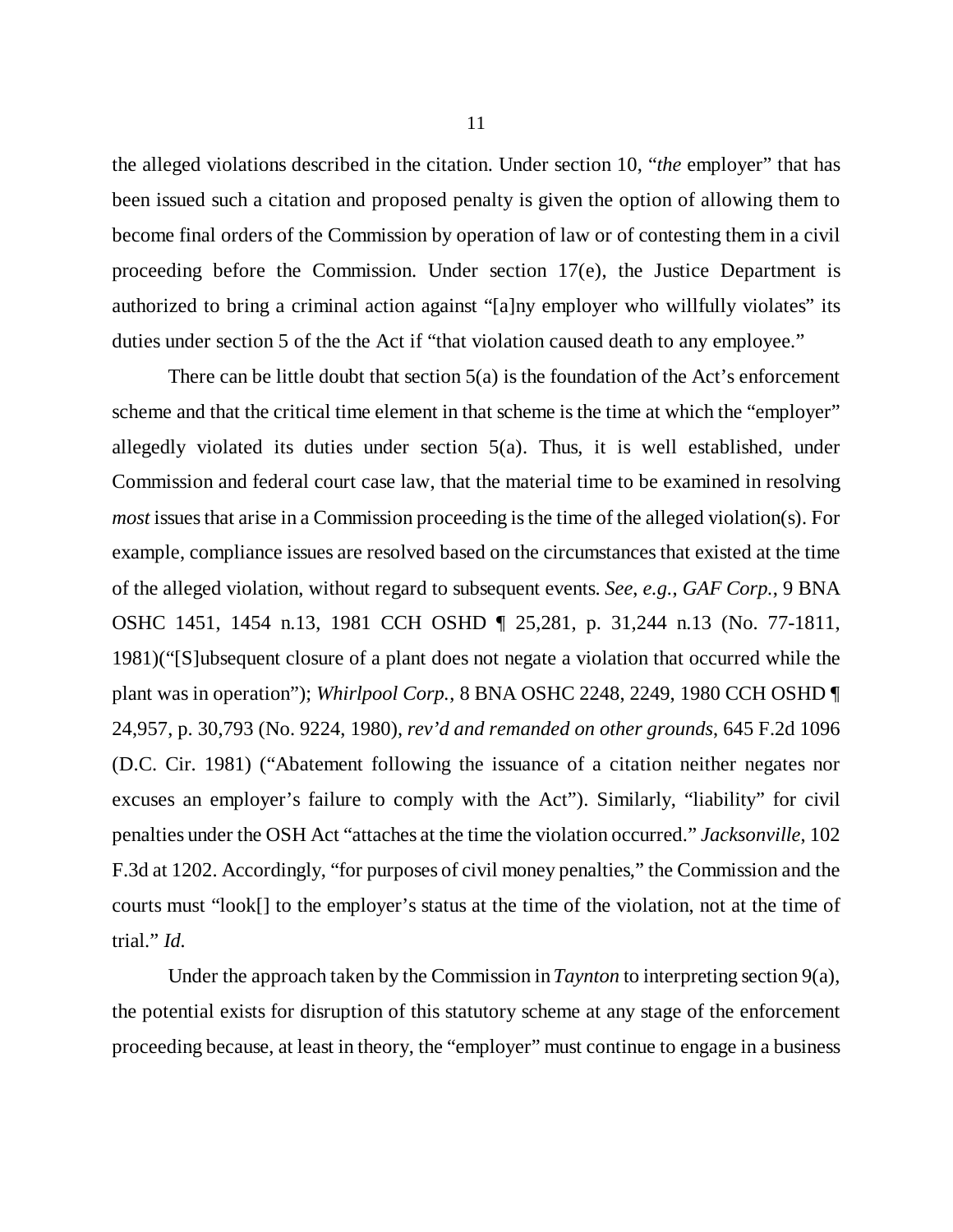the alleged violations described in the citation. Under section 10, "*the* employer" that has been issued such a citation and proposed penalty is given the option of allowing them to become final orders of the Commission by operation of law or of contesting them in a civil proceeding before the Commission. Under section 17(e), the Justice Department is authorized to bring a criminal action against "[a]ny employer who willfully violates" its duties under section 5 of the the Act if "that violation caused death to any employee."

There can be little doubt that section 5(a) is the foundation of the Act's enforcement scheme and that the critical time element in that scheme is the time at which the "employer" allegedly violated its duties under section 5(a). Thus, it is well established, under Commission and federal court case law, that the material time to be examined in resolving *most* issues that arise in a Commission proceeding is the time of the alleged violation(s). For example, compliance issues are resolved based on the circumstances that existed at the time of the alleged violation, without regard to subsequent events. *See*, *e.g.*, *GAF Corp.*, 9 BNA OSHC 1451, 1454 n.13, 1981 CCH OSHD ¶ 25,281, p. 31,244 n.13 (No. 77-1811, 1981)("[S]ubsequent closure of a plant does not negate a violation that occurred while the plant was in operation"); *Whirlpool Corp.*, 8 BNA OSHC 2248, 2249, 1980 CCH OSHD ¶ 24,957, p. 30,793 (No. 9224, 1980), *rev'd and remanded on other grounds*, 645 F.2d 1096 (D.C. Cir. 1981) ("Abatement following the issuance of a citation neither negates nor excuses an employer's failure to comply with the Act"). Similarly, "liability" for civil penalties under the OSH Act "attaches at the time the violation occurred." *Jacksonville*, 102 F.3d at 1202. Accordingly, "for purposes of civil money penalties," the Commission and the courts must "look[] to the employer's status at the time of the violation, not at the time of trial." *Id.*

Under the approach taken by the Commission in *Taynton* to interpreting section 9(a), the potential exists for disruption of this statutory scheme at any stage of the enforcement proceeding because, at least in theory, the "employer" must continue to engage in a business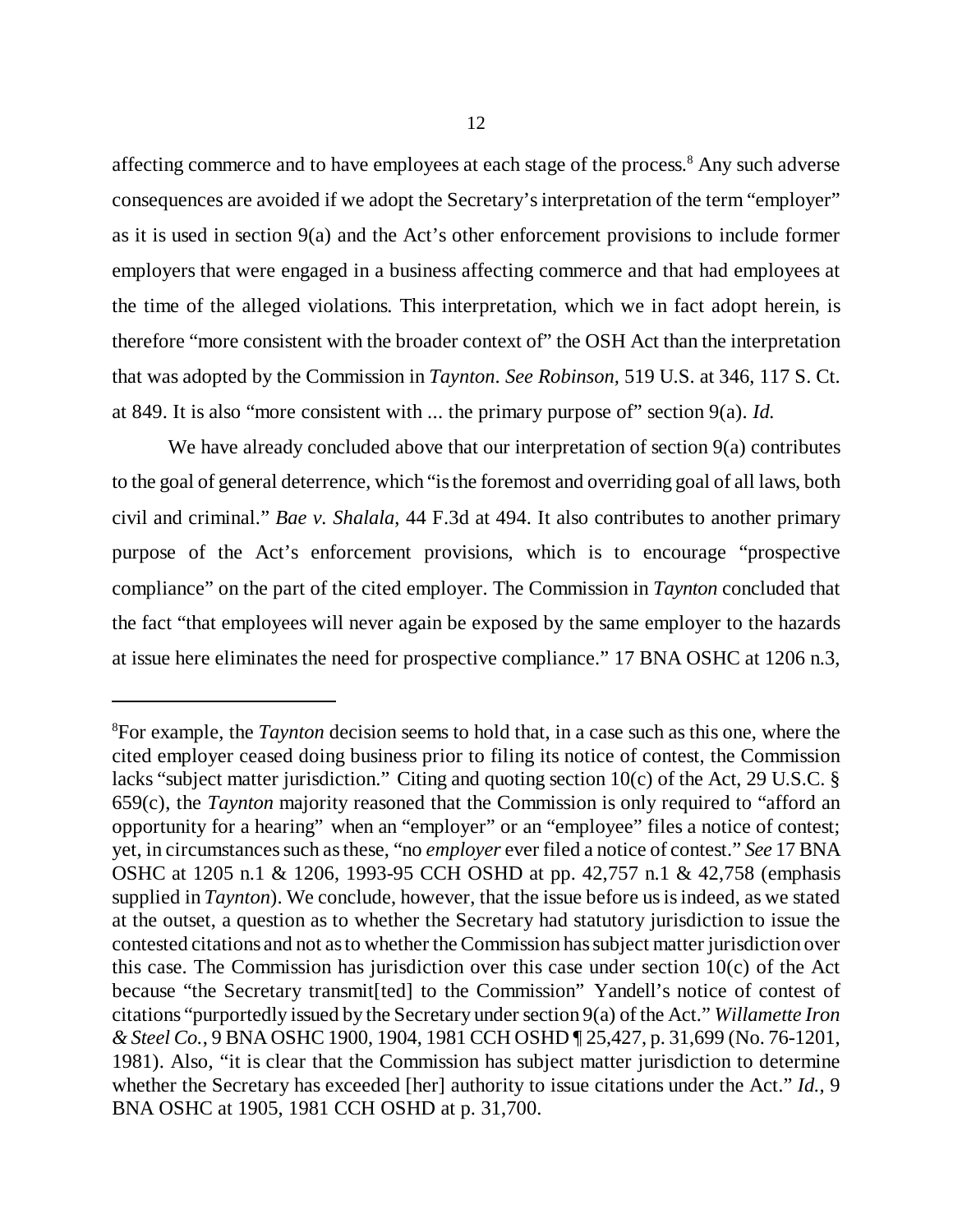affecting commerce and to have employees at each stage of the process.[8] Any such adverse consequences are avoided if we adopt the Secretary's interpretation of the term "employer" as it is used in section 9(a) and the Act's other enforcement provisions to include former employers that were engaged in a business affecting commerce and that had employees at the time of the alleged violations. This interpretation, which we in fact adopt herein, is therefore "more consistent with the broader context of" the OSH Act than the interpretation that was adopted by the Commission in *Taynton*. *See Robinson*, 519 U.S. at 346, 117 S. Ct. at 849. It is also "more consistent with ... the primary purpose of" section 9(a). *Id.*

We have already concluded above that our interpretation of section 9(a) contributes to the goal of general deterrence, which "is the foremost and overriding goal of all laws, both civil and criminal." *Bae v. Shalala*, 44 F.3d at 494. It also contributes to another primary purpose of the Act's enforcement provisions, which is to encourage "prospective compliance" on the part of the cited employer. The Commission in *Taynton* concluded that the fact "that employees will never again be exposed by the same employer to the hazards at issue here eliminates the need for prospective compliance." 17 BNA OSHC at 1206 n.3,

---

[8] For example, the *Taynton* decision seems to hold that, in a case such as this one, where the cited employer ceased doing business prior to filing its notice of contest, the Commission lacks "subject matter jurisdiction." Citing and quoting section 10(c) of the Act, 29 U.S.C. § 659(c), the *Taynton* majority reasoned that the Commission is only required to "afford an opportunity for a hearing" when an "employer" or an "employee" files a notice of contest; yet, in circumstances such as these, "no *employer* ever filed a notice of contest." *See* 17 BNA OSHC at 1205 n.1 & 1206, 1993-95 CCH OSHD at pp. 42,757 n.1 & 42,758 (emphasis supplied in *Taynton*). We conclude, however, that the issue before us is indeed, as we stated at the outset, a question as to whether the Secretary had statutory jurisdiction to issue the contested citations and not as to whether the Commission has subject matter jurisdiction over this case. The Commission has jurisdiction over this case under section 10(c) of the Act because "the Secretary transmit[ted] to the Commission" Yandell's notice of contest of citations "purportedly issued by the Secretary under section 9(a) of the Act." *Willamette Iron & Steel Co.*, 9 BNA OSHC 1900, 1904, 1981 CCH OSHD ¶ 25,427, p. 31,699 (No. 76-1201, 1981). Also, "it is clear that the Commission has subject matter jurisdiction to determine whether the Secretary has exceeded [her] authority to issue citations under the Act." *Id.*, 9 BNA OSHC at 1905, 1981 CCH OSHD at p. 31,700.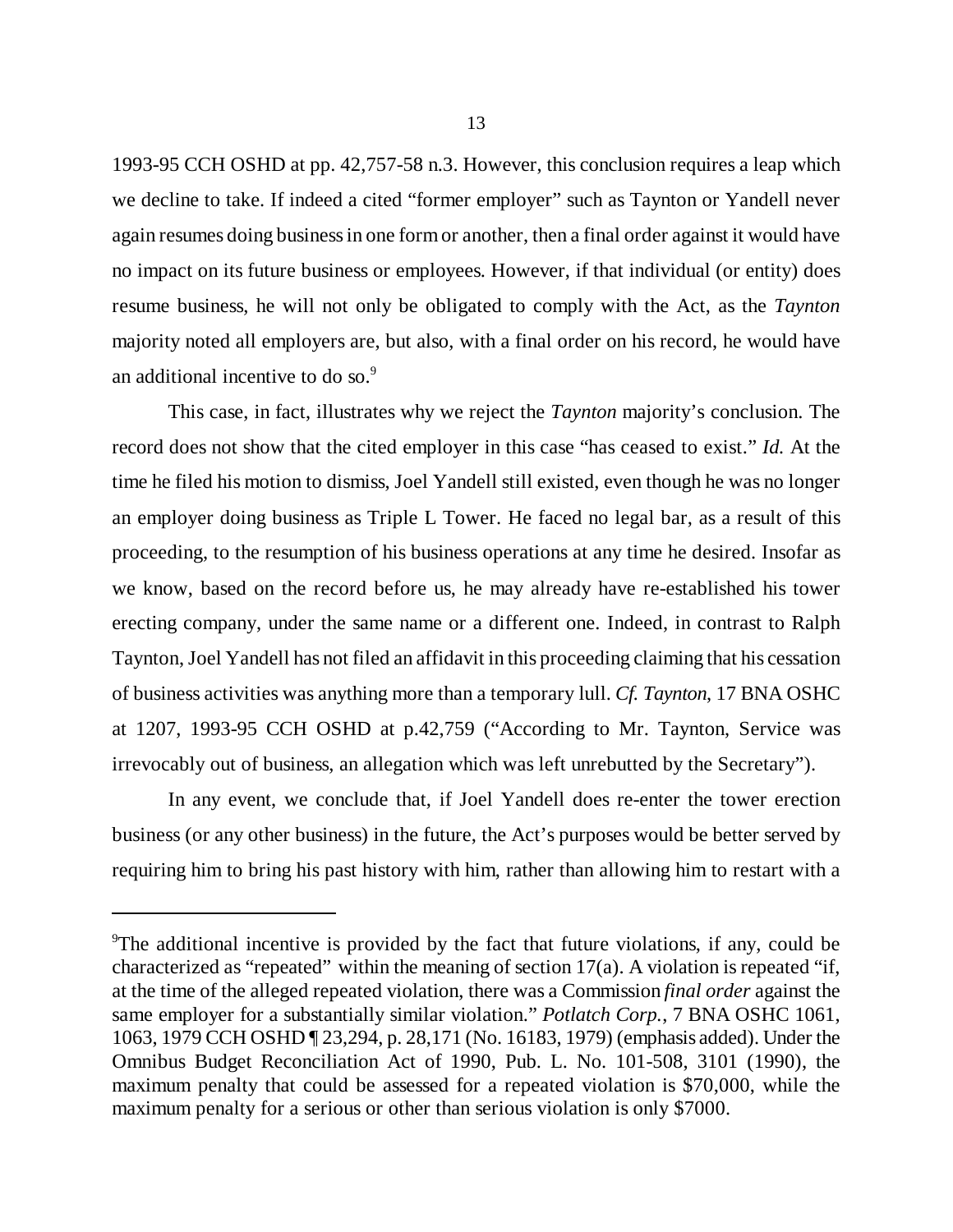1993-95 CCH OSHD at pp. 42,757-58 n.3. However, this conclusion requires a leap which we decline to take. If indeed a cited "former employer" such as Taynton or Yandell never again resumes doing business in one form or another, then a final order against it would have no impact on its future business or employees. However, if that individual (or entity) does resume business, he will not only be obligated to comply with the Act, as the *Taynton* majority noted all employers are, but also, with a final order on his record, he would have an additional incentive to do so.[9]

This case, in fact, illustrates why we reject the *Taynton* majority's conclusion. The record does not show that the cited employer in this case "has ceased to exist." *Id.* At the time he filed his motion to dismiss, Joel Yandell still existed, even though he was no longer an employer doing business as Triple L Tower. He faced no legal bar, as a result of this proceeding, to the resumption of his business operations at any time he desired. Insofar as we know, based on the record before us, he may already have re-established his tower erecting company, under the same name or a different one. Indeed, in contrast to Ralph Taynton, Joel Yandell has not filed an affidavit in this proceeding claiming that his cessation of business activities was anything more than a temporary lull. *Cf. Taynton*, 17 BNA OSHC at 1207, 1993-95 CCH OSHD at p.42,759 ("According to Mr. Taynton, Service was irrevocably out of business, an allegation which was left unrebutted by the Secretary").

In any event, we conclude that, if Joel Yandell does re-enter the tower erection business (or any other business) in the future, the Act's purposes would be better served by requiring him to bring his past history with him, rather than allowing him to restart with a

---

[9]The additional incentive is provided by the fact that future violations, if any, could be characterized as "repeated" within the meaning of section 17(a). A violation is repeated "if, at the time of the alleged repeated violation, there was a Commission *final order* against the same employer for a substantially similar violation." *Potlatch Corp.*, 7 BNA OSHC 1061, 1063, 1979 CCH OSHD ¶ 23,294, p. 28,171 (No. 16183, 1979) (emphasis added). Under the Omnibus Budget Reconciliation Act of 1990, Pub. L. No. 101-508, 3101 (1990), the maximum penalty that could be assessed for a repeated violation is $70,000, while the maximum penalty for a serious or other than serious violation is only $7000.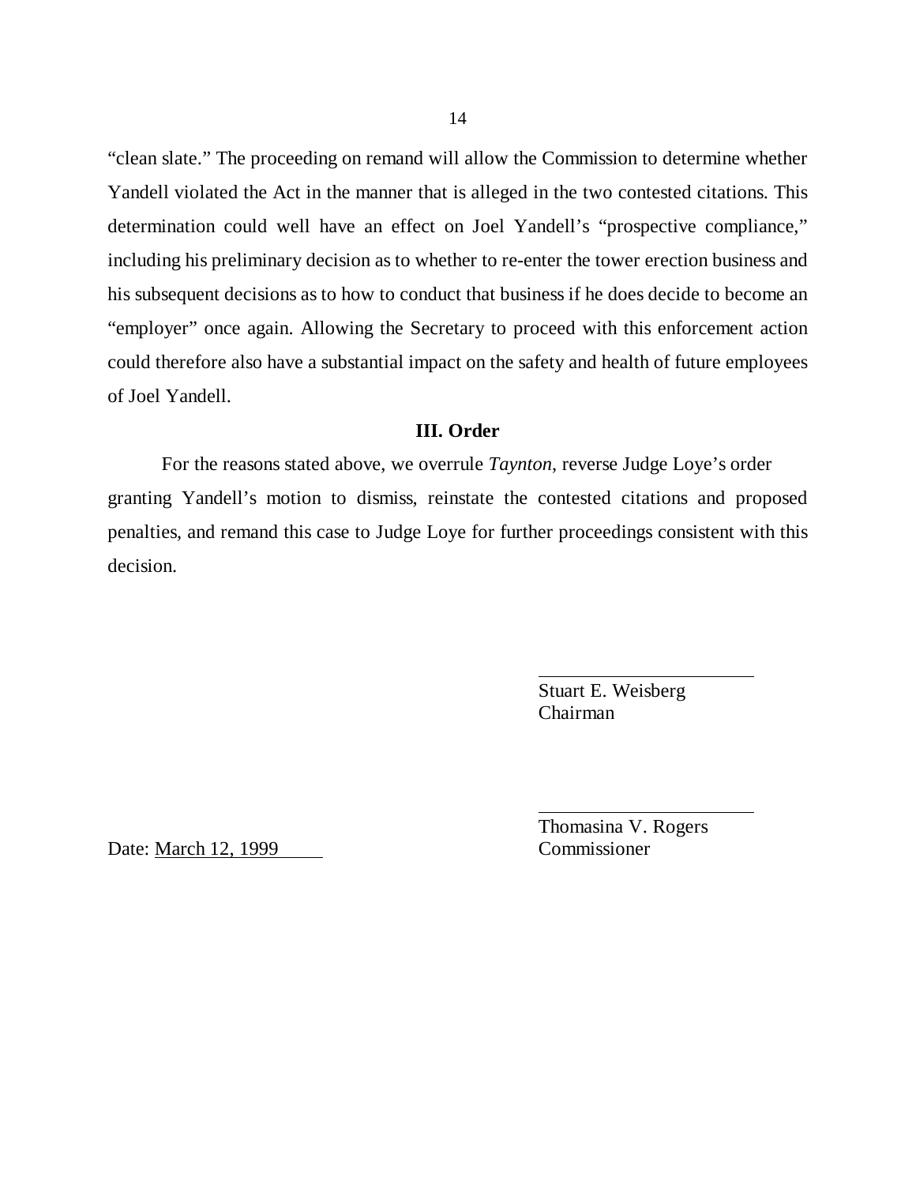"clean slate." The proceeding on remand will allow the Commission to determine whether Yandell violated the Act in the manner that is alleged in the two contested citations. This determination could well have an effect on Joel Yandell's "prospective compliance," including his preliminary decision as to whether to re-enter the tower erection business and his subsequent decisions as to how to conduct that business if he does decide to become an "employer" once again. Allowing the Secretary to proceed with this enforcement action could therefore also have a substantial impact on the safety and health of future employees of Joel Yandell.

### III. Order

For the reasons stated above, we overrule *Taynton*, reverse Judge Loye's order granting Yandell's motion to dismiss, reinstate the contested citations and proposed penalties, and remand this case to Judge Loye for further proceedings consistent with this decision.

Stuart E. Weisberg
Chairman

Thomasina V. Rogers
Commissioner

Date: March 12, 1999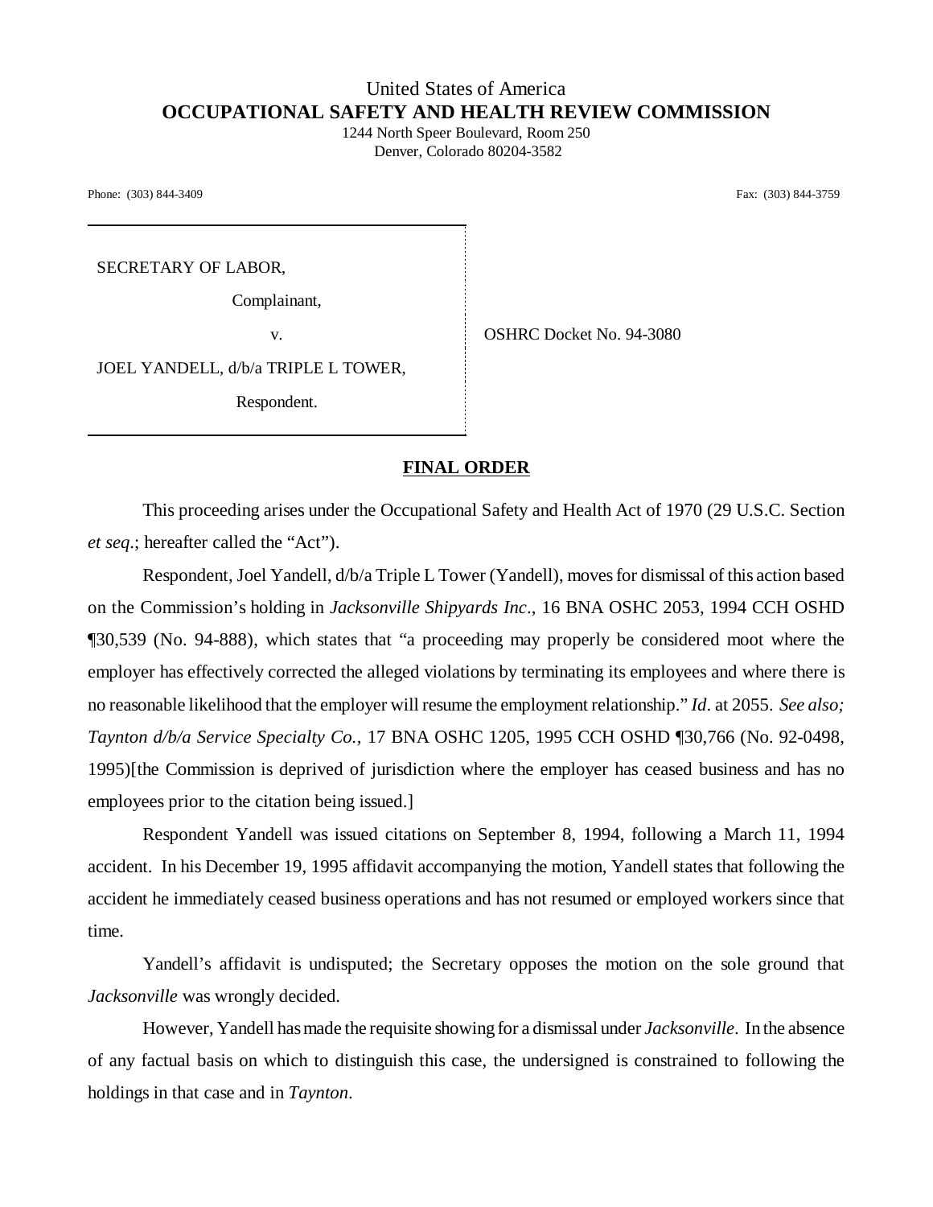United States of America
**OCCUPATIONAL SAFETY AND HEALTH REVIEW COMMISSION**
1244 North Speer Boulevard, Room 250
Denver, Colorado 80204-3582

Phone: (303) 844-3409 Fax: (303) 844-3759

| | |
|---|---|
| SECRETARY OF LABOR, Complainant, v. JOEL YANDELL, d/b/a TRIPLE L TOWER, Respondent. | OSHRC Docket No. 94-3080 |

**FINAL ORDER**

This proceeding arises under the Occupational Safety and Health Act of 1970 (29 U.S.C. Section *et seq*.; hereafter called the "Act").

Respondent, Joel Yandell, d/b/a Triple L Tower (Yandell), moves for dismissal of this action based on the Commission's holding in *Jacksonville Shipyards Inc*., 16 BNA OSHC 2053, 1994 CCH OSHD ¶30,539 (No. 94-888), which states that "a proceeding may properly be considered moot where the employer has effectively corrected the alleged violations by terminating its employees and where there is no reasonable likelihood that the employer will resume the employment relationship." *Id*. at 2055. *See also; Taynton d/b/a Service Specialty Co.*, 17 BNA OSHC 1205, 1995 CCH OSHD ¶30,766 (No. 92-0498, 1995)[the Commission is deprived of jurisdiction where the employer has ceased business and has no employees prior to the citation being issued.]

Respondent Yandell was issued citations on September 8, 1994, following a March 11, 1994 accident. In his December 19, 1995 affidavit accompanying the motion, Yandell states that following the accident he immediately ceased business operations and has not resumed or employed workers since that time.

Yandell's affidavit is undisputed; the Secretary opposes the motion on the sole ground that *Jacksonville* was wrongly decided.

However, Yandell has made the requisite showing for a dismissal under *Jacksonville*. In the absence of any factual basis on which to distinguish this case, the undersigned is constrained to following the holdings in that case and in *Taynton*.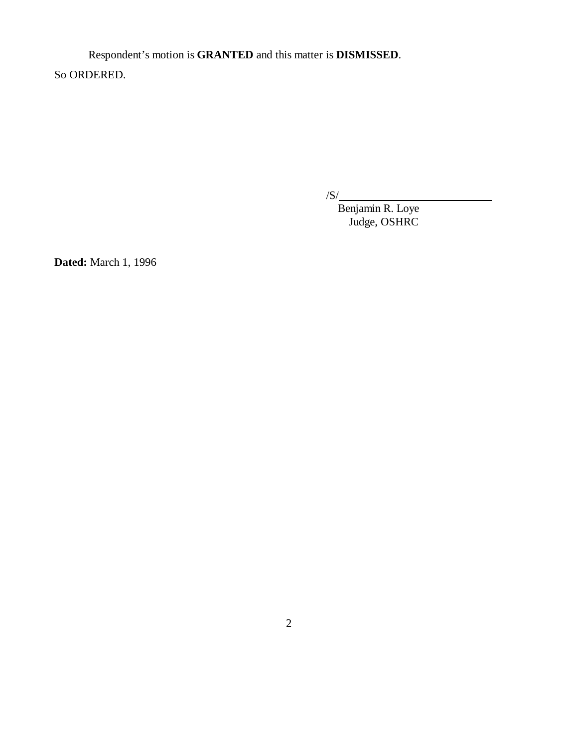Respondent's motion is **GRANTED** and this matter is **DISMISSED**.

So ORDERED.

/S/

Benjamin R. Loye

Judge, OSHRC

**Dated:** March 1, 1996